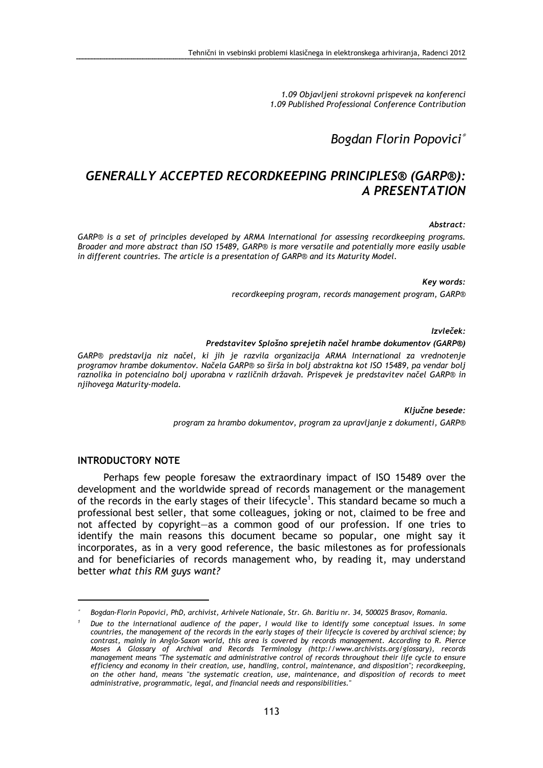*1.09 Objavljeni strokovni prispevek na konferenci*
*1.09 Published Professional Conference Contribution*

*Bogdan Florin Popovici*[*]

# *GENERALLY ACCEPTED RECORDKEEPING PRINCIPLES® (GARP®): A PRESENTATION*

***Abstract:***

*GARP® is a set of principles developed by ARMA International for assessing recordkeeping programs. Broader and more abstract than ISO 15489, GARP® is more versatile and potentially more easily usable in different countries. The article is a presentation of GARP® and its Maturity Model.*

***Key words:***

*recordkeeping program, records management program, GARP®*

***Izvleček:***

***Predstavitev Splošno sprejetih načel hrambe dokumentov (GARP®)***

*GARP® predstavlja niz načel, ki jih je razvila organizacija ARMA International za vrednotenje programov hrambe dokumentov. Načela GARP® so širša in bolj abstraktna kot ISO 15489, pa vendar bolj raznolika in potencialno bolj uporabna v različnih državah. Prispevek je predstavitev načel GARP® in njihovega Maturity-modela.*

***Ključne besede:***

*program za hrambo dokumentov, program za upravljanje z dokumenti, GARP®*

## INTRODUCTORY NOTE

Perhaps few people foresaw the extraordinary impact of ISO 15489 over the development and the worldwide spread of records management or the management of the records in the early stages of their lifecycle[1]. This standard became so much a professional best seller, that some colleagues, joking or not, claimed to be free and not affected by copyright—as a common good of our profession. If one tries to identify the main reasons this document became so popular, one might say it incorporates, as in a very good reference, the basic milestones as for professionals and for beneficiaries of records management who, by reading it, may understand better *what this RM guys want?*

---

[*] *Bogdan-Florin Popovici, PhD, archivist, Arhivele Nationale, Str. Gh. Baritiu nr. 34, 500025 Brasov, Romania.*

[1] *Due to the international audience of the paper, I would like to identify some conceptual issues. In some countries, the management of the records in the early stages of their lifecycle is covered by archival science; by contrast, mainly in Anglo-Saxon world, this area is covered by records management. According to R. Pierce Moses A Glossary of Archival and Records Terminology (http://www.archivists.org/glossary), records management means "The systematic and administrative control of records throughout their life cycle to ensure efficiency and economy in their creation, use, handling, control, maintenance, and disposition"; recordkeeping, on the other hand, means "the systematic creation, use, maintenance, and disposition of records to meet administrative, programmatic, legal, and financial needs and responsibilities."*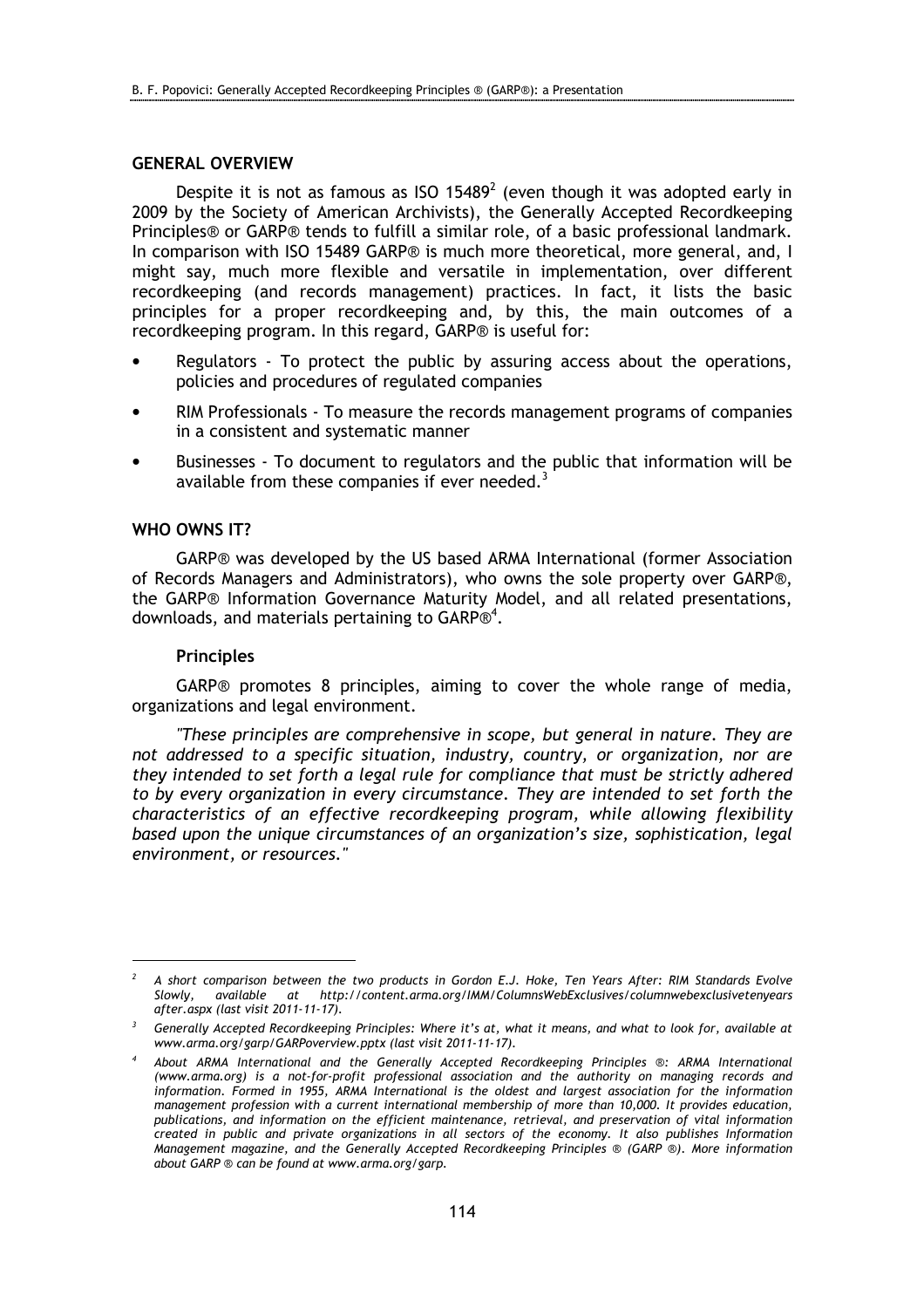## GENERAL OVERVIEW

Despite it is not as famous as ISO 15489[2] (even though it was adopted early in 2009 by the Society of American Archivists), the Generally Accepted Recordkeeping Principles® or GARP® tends to fulfill a similar role, of a basic professional landmark. In comparison with ISO 15489 GARP® is much more theoretical, more general, and, I might say, much more flexible and versatile in implementation, over different recordkeeping (and records management) practices. In fact, it lists the basic principles for a proper recordkeeping and, by this, the main outcomes of a recordkeeping program. In this regard, GARP® is useful for:

- Regulators - To protect the public by assuring access about the operations, policies and procedures of regulated companies
- RIM Professionals - To measure the records management programs of companies in a consistent and systematic manner
- Businesses - To document to regulators and the public that information will be available from these companies if ever needed.[3]

## WHO OWNS IT?

GARP® was developed by the US based ARMA International (former Association of Records Managers and Administrators), who owns the sole property over GARP®, the GARP® Information Governance Maturity Model, and all related presentations, downloads, and materials pertaining to GARP®[4].

### Principles

GARP® promotes 8 principles, aiming to cover the whole range of media, organizations and legal environment.

*"These principles are comprehensive in scope, but general in nature. They are not addressed to a specific situation, industry, country, or organization, nor are they intended to set forth a legal rule for compliance that must be strictly adhered to by every organization in every circumstance. They are intended to set forth the characteristics of an effective recordkeeping program, while allowing flexibility based upon the unique circumstances of an organization's size, sophistication, legal environment, or resources."*

---

[2] *A short comparison between the two products in Gordon E.J. Hoke, Ten Years After: RIM Standards Evolve Slowly, available at http://content.arma.org/IMM/ColumnsWebExclusives/columnwebexclusivetenyears after.aspx (last visit 2011-11-17).*

[3] *Generally Accepted Recordkeeping Principles: Where it's at, what it means, and what to look for, available at www.arma.org/garp/GARPoverview.pptx (last visit 2011-11-17).*

[4] *About ARMA International and the Generally Accepted Recordkeeping Principles ®: ARMA International (www.arma.org) is a not-for-profit professional association and the authority on managing records and information. Formed in 1955, ARMA International is the oldest and largest association for the information management profession with a current international membership of more than 10,000. It provides education, publications, and information on the efficient maintenance, retrieval, and preservation of vital information created in public and private organizations in all sectors of the economy. It also publishes Information Management magazine, and the Generally Accepted Recordkeeping Principles ® (GARP ®). More information about GARP ® can be found at www.arma.org/garp.*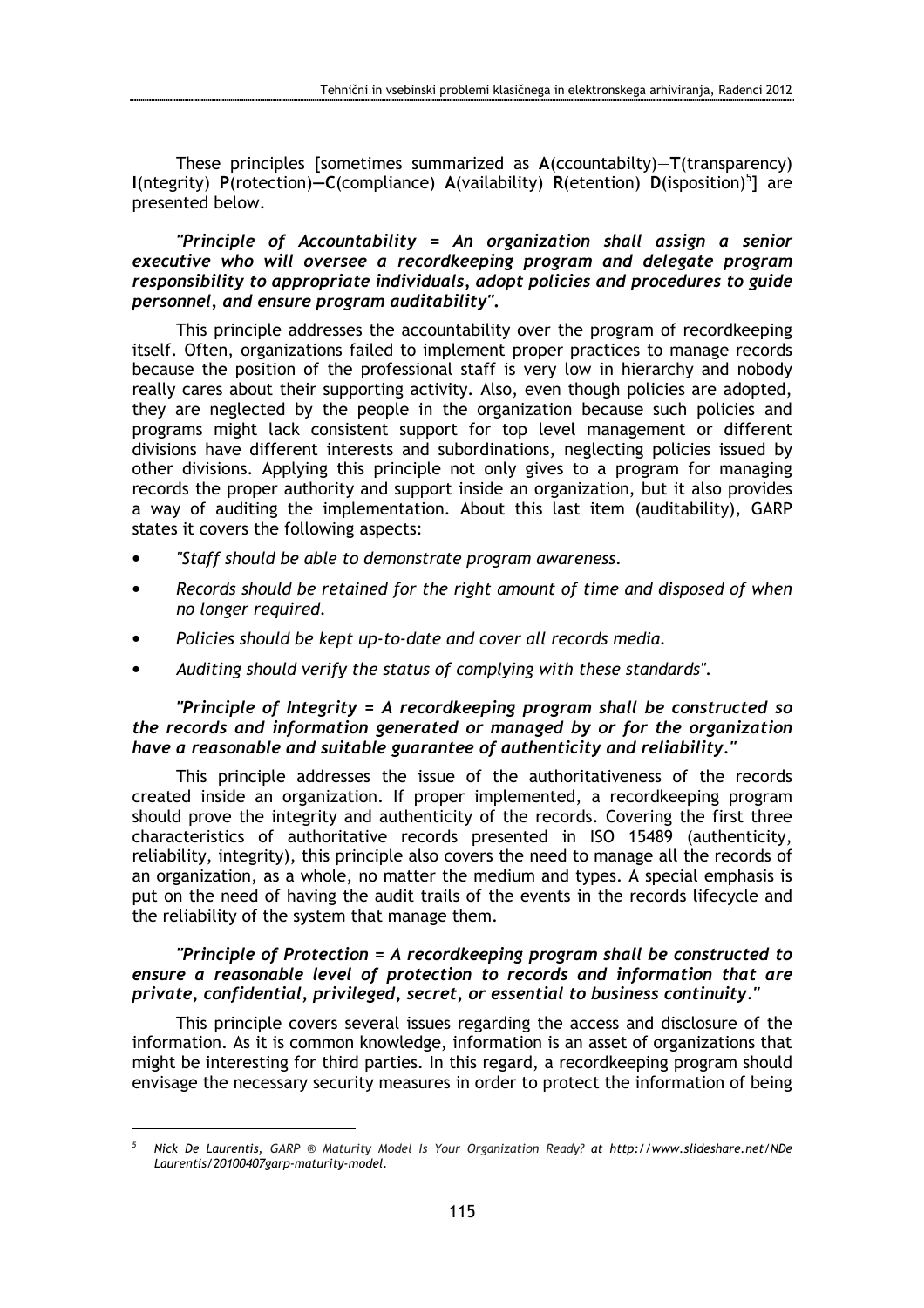These principles [sometimes summarized as **A**(ccountabilty)—**T**(transparency) **I**(ntegrity) **P**(rotection)—**C**(compliance) **A**(vailability) **R**(etention) **D**(isposition)[5]] are presented below.

***"Principle of Accountability = An organization shall assign a senior executive who will oversee a recordkeeping program and delegate program responsibility to appropriate individuals, adopt policies and procedures to guide personnel, and ensure program auditability".***

This principle addresses the accountability over the program of recordkeeping itself. Often, organizations failed to implement proper practices to manage records because the position of the professional staff is very low in hierarchy and nobody really cares about their supporting activity. Also, even though policies are adopted, they are neglected by the people in the organization because such policies and programs might lack consistent support for top level management or different divisions have different interests and subordinations, neglecting policies issued by other divisions. Applying this principle not only gives to a program for managing records the proper authority and support inside an organization, but it also provides a way of auditing the implementation. About this last item (auditability), GARP states it covers the following aspects:

- *"Staff should be able to demonstrate program awareness.*
- *Records should be retained for the right amount of time and disposed of when no longer required.*
- *Policies should be kept up-to-date and cover all records media.*
- *Auditing should verify the status of complying with these standards".*

***"Principle of Integrity = A recordkeeping program shall be constructed so the records and information generated or managed by or for the organization have a reasonable and suitable guarantee of authenticity and reliability."***

This principle addresses the issue of the authoritativeness of the records created inside an organization. If proper implemented, a recordkeeping program should prove the integrity and authenticity of the records. Covering the first three characteristics of authoritative records presented in ISO 15489 (authenticity, reliability, integrity), this principle also covers the need to manage all the records of an organization, as a whole, no matter the medium and types. A special emphasis is put on the need of having the audit trails of the events in the records lifecycle and the reliability of the system that manage them.

***"Principle of Protection = A recordkeeping program shall be constructed to ensure a reasonable level of protection to records and information that are private, confidential, privileged, secret, or essential to business continuity."***

This principle covers several issues regarding the access and disclosure of the information. As it is common knowledge, information is an asset of organizations that might be interesting for third parties. In this regard, a recordkeeping program should envisage the necessary security measures in order to protect the information of being

[5] *Nick De Laurentis, GARP ® Maturity Model Is Your Organization Ready? at http://www.slideshare.net/NDe Laurentis/20100407garp-maturity-model.*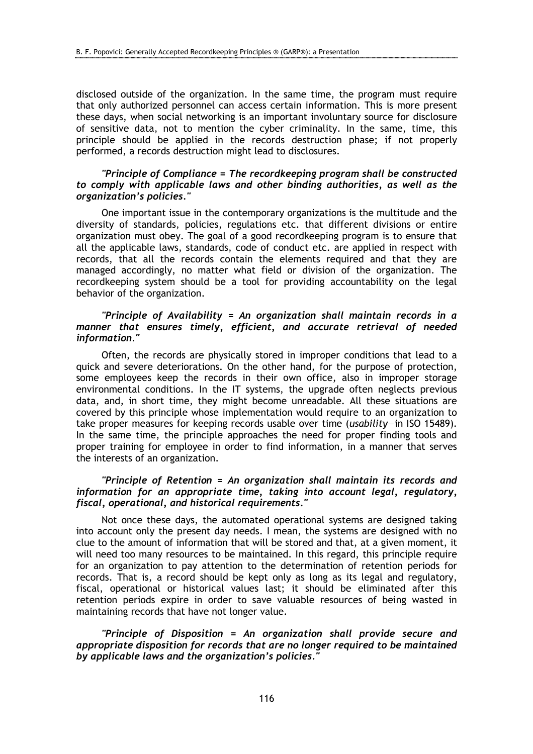disclosed outside of the organization. In the same time, the program must require that only authorized personnel can access certain information. This is more present these days, when social networking is an important involuntary source for disclosure of sensitive data, not to mention the cyber criminality. In the same, time, this principle should be applied in the records destruction phase; if not properly performed, a records destruction might lead to disclosures.

*"Principle of Compliance = The recordkeeping program shall be constructed to comply with applicable laws and other binding authorities, as well as the organization's policies."*

One important issue in the contemporary organizations is the multitude and the diversity of standards, policies, regulations etc. that different divisions or entire organization must obey. The goal of a good recordkeeping program is to ensure that all the applicable laws, standards, code of conduct etc. are applied in respect with records, that all the records contain the elements required and that they are managed accordingly, no matter what field or division of the organization. The recordkeeping system should be a tool for providing accountability on the legal behavior of the organization.

*"Principle of Availability = An organization shall maintain records in a manner that ensures timely, efficient, and accurate retrieval of needed information."*

Often, the records are physically stored in improper conditions that lead to a quick and severe deteriorations. On the other hand, for the purpose of protection, some employees keep the records in their own office, also in improper storage environmental conditions. In the IT systems, the upgrade often neglects previous data, and, in short time, they might become unreadable. All these situations are covered by this principle whose implementation would require to an organization to take proper measures for keeping records usable over time (*usability*—in ISO 15489). In the same time, the principle approaches the need for proper finding tools and proper training for employee in order to find information, in a manner that serves the interests of an organization.

*"Principle of Retention = An organization shall maintain its records and information for an appropriate time, taking into account legal, regulatory, fiscal, operational, and historical requirements."*

Not once these days, the automated operational systems are designed taking into account only the present day needs. I mean, the systems are designed with no clue to the amount of information that will be stored and that, at a given moment, it will need too many resources to be maintained. In this regard, this principle require for an organization to pay attention to the determination of retention periods for records. That is, a record should be kept only as long as its legal and regulatory, fiscal, operational or historical values last; it should be eliminated after this retention periods expire in order to save valuable resources of being wasted in maintaining records that have not longer value.

*"Principle of Disposition = An organization shall provide secure and appropriate disposition for records that are no longer required to be maintained by applicable laws and the organization's policies."*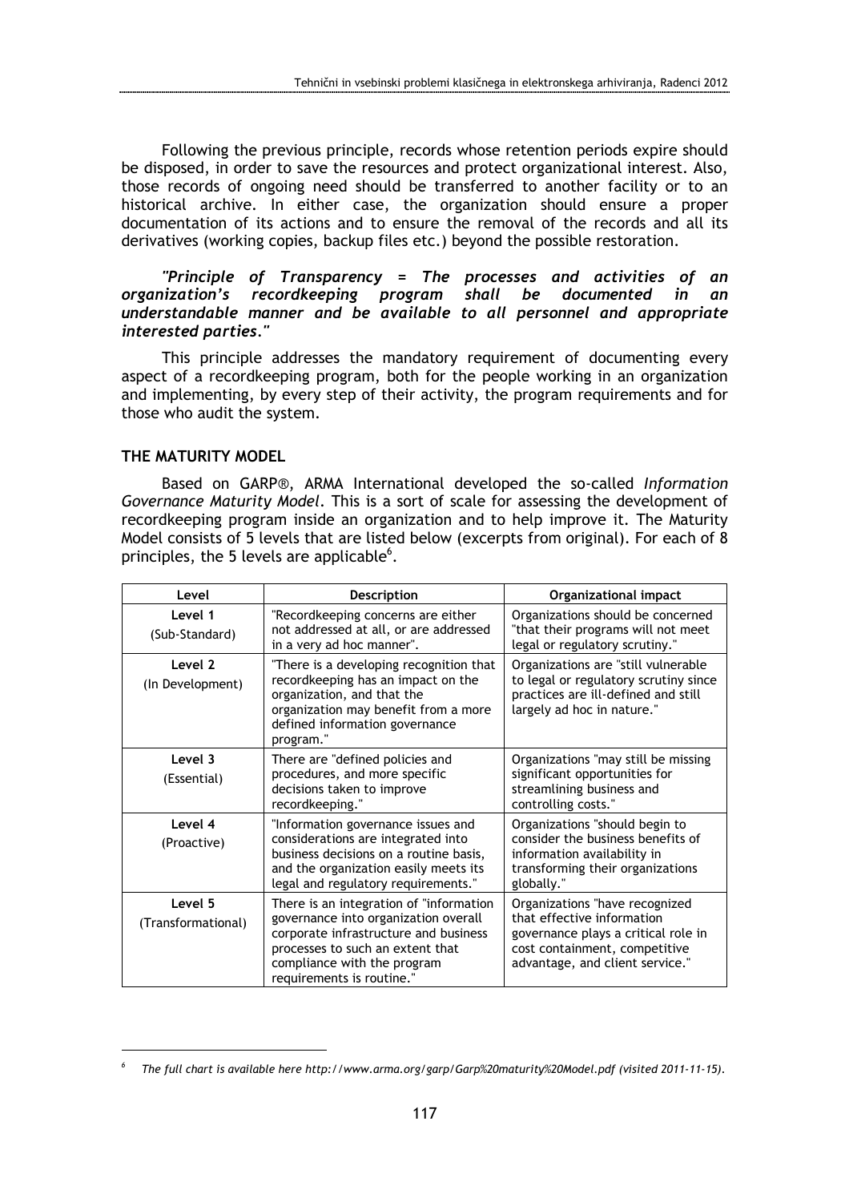Following the previous principle, records whose retention periods expire should be disposed, in order to save the resources and protect organizational interest. Also, those records of ongoing need should be transferred to another facility or to an historical archive. In either case, the organization should ensure a proper documentation of its actions and to ensure the removal of the records and all its derivatives (working copies, backup files etc.) beyond the possible restoration.

***"Principle of Transparency = The processes and activities of an organization's recordkeeping program shall be documented in an understandable manner and be available to all personnel and appropriate interested parties."***

This principle addresses the mandatory requirement of documenting every aspect of a recordkeeping program, both for the people working in an organization and implementing, by every step of their activity, the program requirements and for those who audit the system.

## THE MATURITY MODEL

Based on GARP®, ARMA International developed the so-called *Information Governance Maturity Model*. This is a sort of scale for assessing the development of recordkeeping program inside an organization and to help improve it. The Maturity Model consists of 5 levels that are listed below (excerpts from original). For each of 8 principles, the 5 levels are applicable[6].

| Level | Description | Organizational impact |
|---|---|---|
| **Level 1** (Sub-Standard) | "Recordkeeping concerns are either not addressed at all, or are addressed in a very ad hoc manner". | Organizations should be concerned "that their programs will not meet legal or regulatory scrutiny." |
| **Level 2** (In Development) | "There is a developing recognition that recordkeeping has an impact on the organization, and that the organization may benefit from a more defined information governance program." | Organizations are "still vulnerable to legal or regulatory scrutiny since practices are ill-defined and still largely ad hoc in nature." |
| **Level 3** (Essential) | There are "defined policies and procedures, and more specific decisions taken to improve recordkeeping." | Organizations "may still be missing significant opportunities for streamlining business and controlling costs." |
| **Level 4** (Proactive) | "Information governance issues and considerations are integrated into business decisions on a routine basis, and the organization easily meets its legal and regulatory requirements." | Organizations "should begin to consider the business benefits of information availability in transforming their organizations globally." |
| **Level 5** (Transformational) | There is an integration of "information governance into organization overall corporate infrastructure and business processes to such an extent that compliance with the program requirements is routine." | Organizations "have recognized that effective information governance plays a critical role in cost containment, competitive advantage, and client service." |

[6] *The full chart is available here http://www.arma.org/garp/Garp%20maturity%20Model.pdf (visited 2011-11-15).*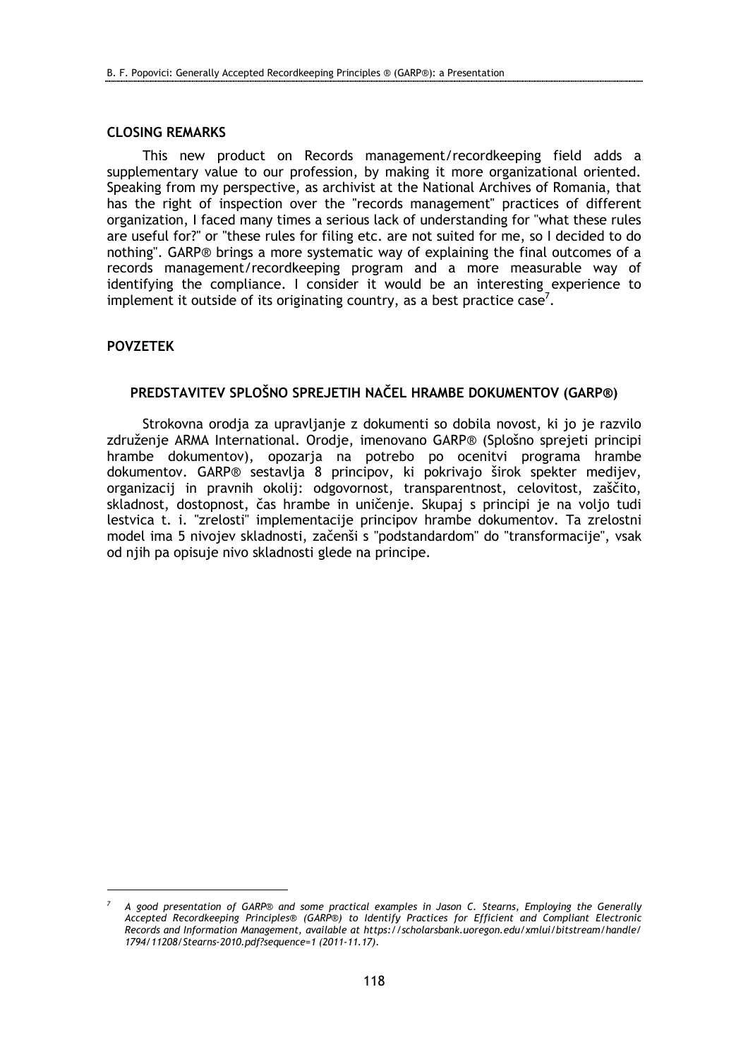## CLOSING REMARKS

This new product on Records management/recordkeeping field adds a supplementary value to our profession, by making it more organizational oriented. Speaking from my perspective, as archivist at the National Archives of Romania, that has the right of inspection over the "records management" practices of different organization, I faced many times a serious lack of understanding for "what these rules are useful for?" or "these rules for filing etc. are not suited for me, so I decided to do nothing". GARP® brings a more systematic way of explaining the final outcomes of a records management/recordkeeping program and a more measurable way of identifying the compliance. I consider it would be an interesting experience to implement it outside of its originating country, as a best practice case[7].

## POVZETEK

### PREDSTAVITEV SPLOŠNO SPREJETIH NAČEL HRAMBE DOKUMENTOV (GARP®)

Strokovna orodja za upravljanje z dokumenti so dobila novost, ki jo je razvilo združenje ARMA International. Orodje, imenovano GARP® (Splošno sprejeti principi hrambe dokumentov), opozarja na potrebo po ocenitvi programa hrambe dokumentov. GARP® sestavlja 8 principov, ki pokrivajo širok spekter medijev, organizacij in pravnih okolij: odgovornost, transparentnost, celovitost, zaščito, skladnost, dostopnost, čas hrambe in uničenje. Skupaj s principi je na voljo tudi lestvica t. i. "zrelosti" implementacije principov hrambe dokumentov. Ta zrelostni model ima 5 nivojev skladnosti, začenši s "podstandardom" do "transformacije", vsak od njih pa opisuje nivo skladnosti glede na principe.

---

[7] *A good presentation of GARP® and some practical examples in Jason C. Stearns, Employing the Generally Accepted Recordkeeping Principles® (GARP®) to Identify Practices for Efficient and Compliant Electronic Records and Information Management, available at https://scholarsbank.uoregon.edu/xmlui/bitstream/handle/1794/11208/Stearns-2010.pdf?sequence=1 (2011-11.17).*